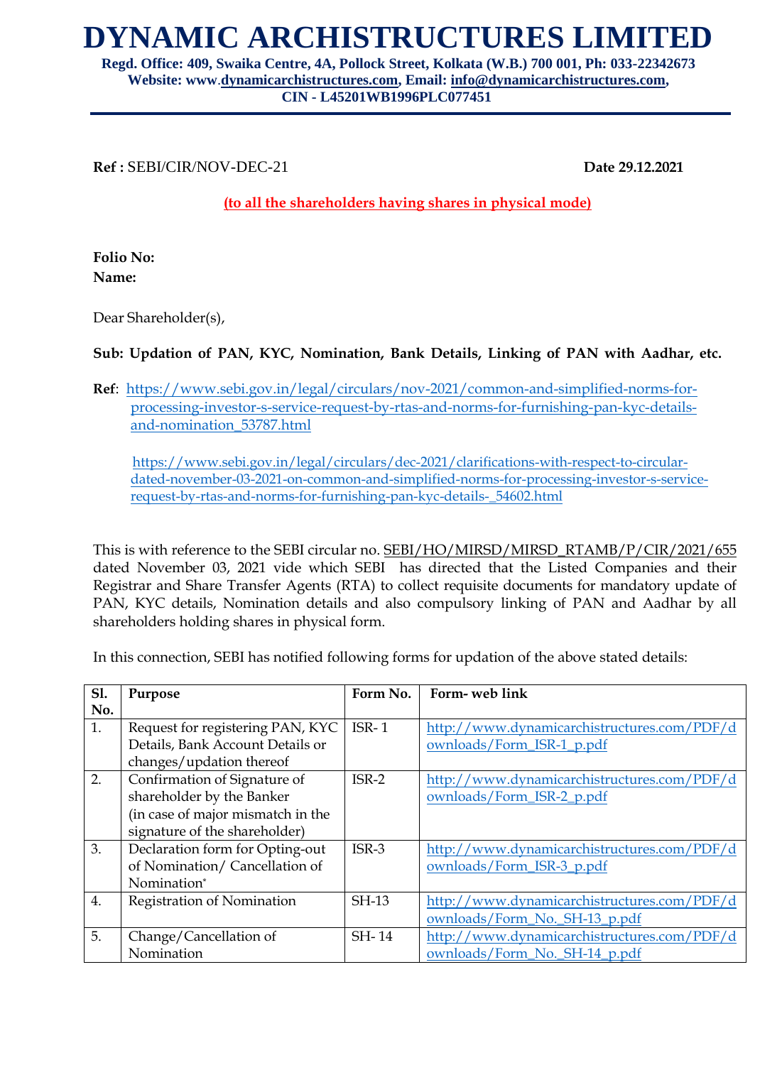# DYNAMIC ARCHISTRUCTURES LIMITED

**Regd. Office: 409, Swaika Centre, 4A, Pollock Street, Kolkata (W.B.) 700 001, Ph: 033-22342673**
**Website: www.dynamicarchistructures.com, Email: info@dynamicarchistructures.com,**
**CIN - L45201WB1996PLC077451**

---

**Ref :** SEBI/CIR/NOV-DEC-21 **Date 29.12.2021**

**(to all the shareholders having shares in physical mode)**

**Folio No:**
**Name:**

Dear Shareholder(s),

**Sub: Updation of PAN, KYC, Nomination, Bank Details, Linking of PAN with Aadhar, etc.**

**Ref**: https://www.sebi.gov.in/legal/circulars/nov-2021/common-and-simplified-norms-for-processing-investor-s-service-request-by-rtas-and-norms-for-furnishing-pan-kyc-details-and-nomination_53787.html

https://www.sebi.gov.in/legal/circulars/dec-2021/clarifications-with-respect-to-circular-dated-november-03-2021-on-common-and-simplified-norms-for-processing-investor-s-service-request-by-rtas-and-norms-for-furnishing-pan-kyc-details-_54602.html

This is with reference to the SEBI circular no. SEBI/HO/MIRSD/MIRSD_RTAMB/P/CIR/2021/655 dated November 03, 2021 vide which SEBI has directed that the Listed Companies and their Registrar and Share Transfer Agents (RTA) to collect requisite documents for mandatory update of PAN, KYC details, Nomination details and also compulsory linking of PAN and Aadhar by all shareholders holding shares in physical form.

In this connection, SEBI has notified following forms for updation of the above stated details:

| Sl. No. | Purpose | Form No. | Form- web link |
|---|---|---|---|
| 1. | Request for registering PAN, KYC Details, Bank Account Details or changes/updation thereof | ISR- 1 | http://www.dynamicarchistructures.com/PDF/downloads/Form_ISR-1_p.pdf |
| 2. | Confirmation of Signature of shareholder by the Banker (in case of major mismatch in the signature of the shareholder) | ISR-2 | http://www.dynamicarchistructures.com/PDF/downloads/Form_ISR-2_p.pdf |
| 3. | Declaration form for Opting-out of Nomination/ Cancellation of Nomination* | ISR-3 | http://www.dynamicarchistructures.com/PDF/downloads/Form_ISR-3_p.pdf |
| 4. | Registration of Nomination | SH-13 | http://www.dynamicarchistructures.com/PDF/downloads/Form_No._SH-13_p.pdf |
| 5. | Change/Cancellation of Nomination | SH- 14 | http://www.dynamicarchistructures.com/PDF/downloads/Form_No._SH-14_p.pdf |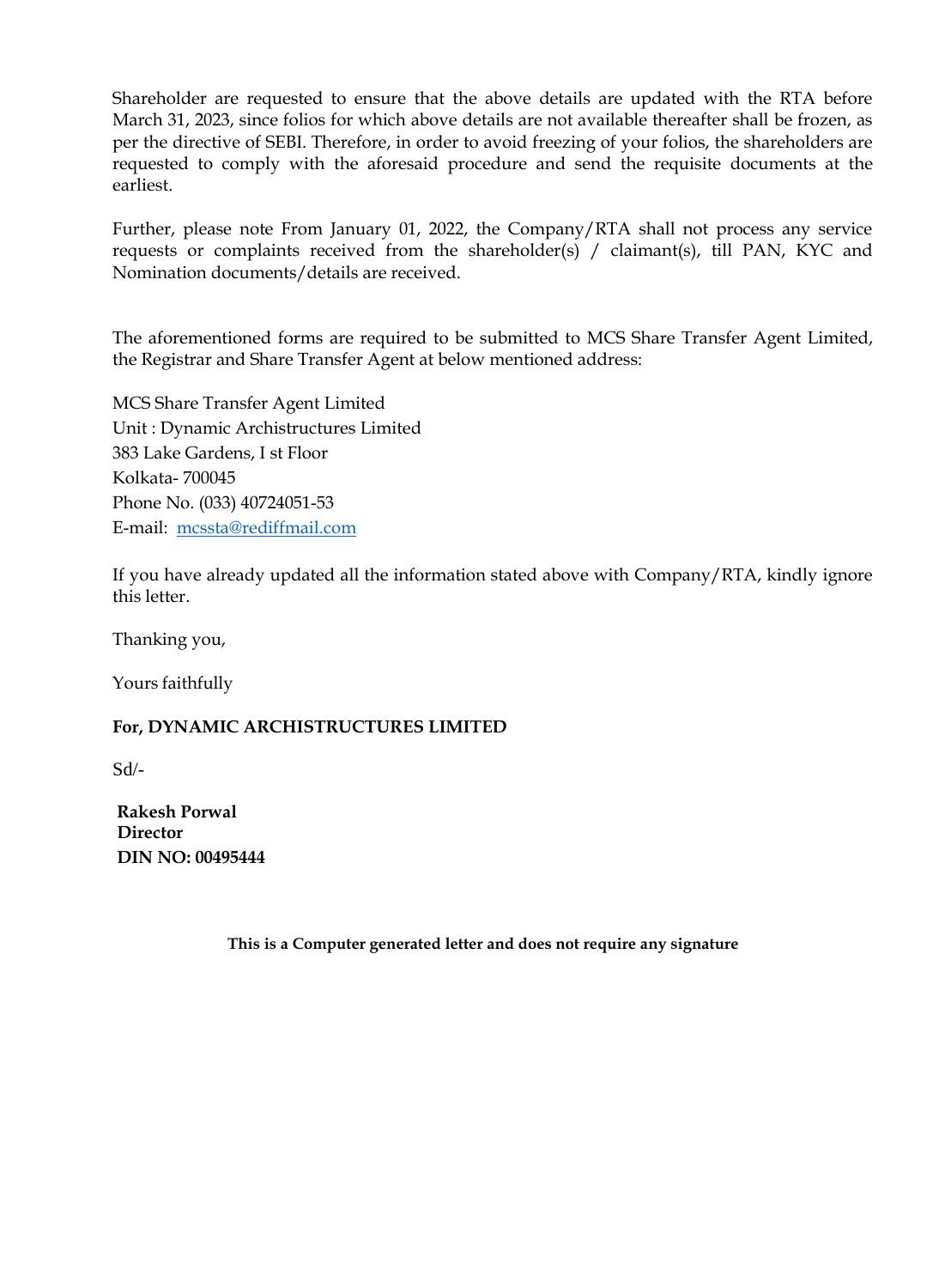Shareholder are requested to ensure that the above details are updated with the RTA before March 31, 2023, since folios for which above details are not available thereafter shall be frozen, as per the directive of SEBI. Therefore, in order to avoid freezing of your folios, the shareholders are requested to comply with the aforesaid procedure and send the requisite documents at the earliest.

Further, please note From January 01, 2022, the Company/RTA shall not process any service requests or complaints received from the shareholder(s) / claimant(s), till PAN, KYC and Nomination documents/details are received.

The aforementioned forms are required to be submitted to MCS Share Transfer Agent Limited, the Registrar and Share Transfer Agent at below mentioned address:

MCS Share Transfer Agent Limited
Unit : Dynamic Archistructures Limited
383 Lake Gardens, I st Floor
Kolkata- 700045
Phone No. (033) 40724051-53
E-mail: mcssta@rediffmail.com

If you have already updated all the information stated above with Company/RTA, kindly ignore this letter.

Thanking you,

Yours faithfully

**For, DYNAMIC ARCHISTRUCTURES LIMITED**

Sd/-

**Rakesh Porwal**
**Director**
**DIN NO: 00495444**

**This is a Computer generated letter and does not require any signature**